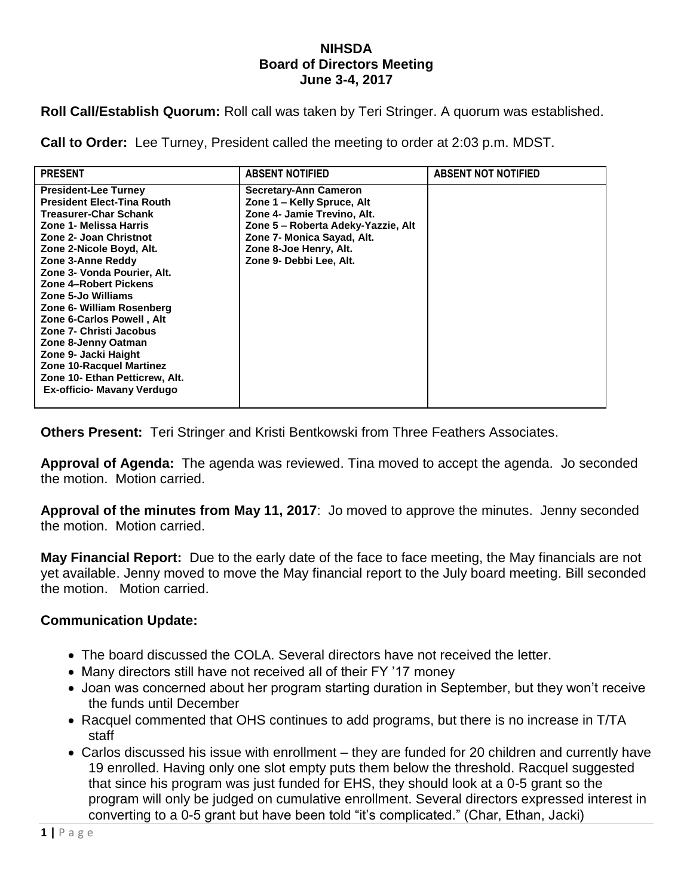# NIHSDA
## Board of Directors Meeting
### June 3-4, 2017

**Roll Call/Establish Quorum:** Roll call was taken by Teri Stringer. A quorum was established.

**Call to Order:** Lee Turney, President called the meeting to order at 2:03 p.m. MDST.

| PRESENT | ABSENT NOTIFIED | ABSENT NOT NOTIFIED |
|---|---|---|
| President-Lee Turney<br>President Elect-Tina Routh<br>Treasurer-Char Schank<br>Zone 1- Melissa Harris<br>Zone 2- Joan Christnot<br>Zone 2-Nicole Boyd, Alt.<br>Zone 3-Anne Reddy<br>Zone 3- Vonda Pourier, Alt.<br>Zone 4–Robert Pickens<br>Zone 5-Jo Williams<br>Zone 6- William Rosenberg<br>Zone 6-Carlos Powell , Alt<br>Zone 7- Christi Jacobus<br>Zone 8-Jenny Oatman<br>Zone 9- Jacki Haight<br>Zone 10-Racquel Martinez<br>Zone 10- Ethan Petticrew, Alt.<br>Ex-officio- Mavany Verdugo | Secretary-Ann Cameron<br>Zone 1 – Kelly Spruce, Alt<br>Zone 4- Jamie Trevino, Alt.<br>Zone 5 – Roberta Adeky-Yazzie, Alt<br>Zone 7- Monica Sayad, Alt.<br>Zone 8-Joe Henry, Alt.<br>Zone 9- Debbi Lee, Alt. | |

**Others Present:** Teri Stringer and Kristi Bentkowski from Three Feathers Associates.

**Approval of Agenda:** The agenda was reviewed. Tina moved to accept the agenda. Jo seconded the motion. Motion carried.

**Approval of the minutes from May 11, 2017**: Jo moved to approve the minutes. Jenny seconded the motion. Motion carried.

**May Financial Report:** Due to the early date of the face to face meeting, the May financials are not yet available. Jenny moved to move the May financial report to the July board meeting. Bill seconded the motion. Motion carried.

## Communication Update:

- The board discussed the COLA. Several directors have not received the letter.
- Many directors still have not received all of their FY '17 money
- Joan was concerned about her program starting duration in September, but they won't receive the funds until December
- Racquel commented that OHS continues to add programs, but there is no increase in T/TA staff
- Carlos discussed his issue with enrollment – they are funded for 20 children and currently have 19 enrolled. Having only one slot empty puts them below the threshold. Racquel suggested that since his program was just funded for EHS, they should look at a 0-5 grant so the program will only be judged on cumulative enrollment. Several directors expressed interest in converting to a 0-5 grant but have been told "it's complicated." (Char, Ethan, Jacki)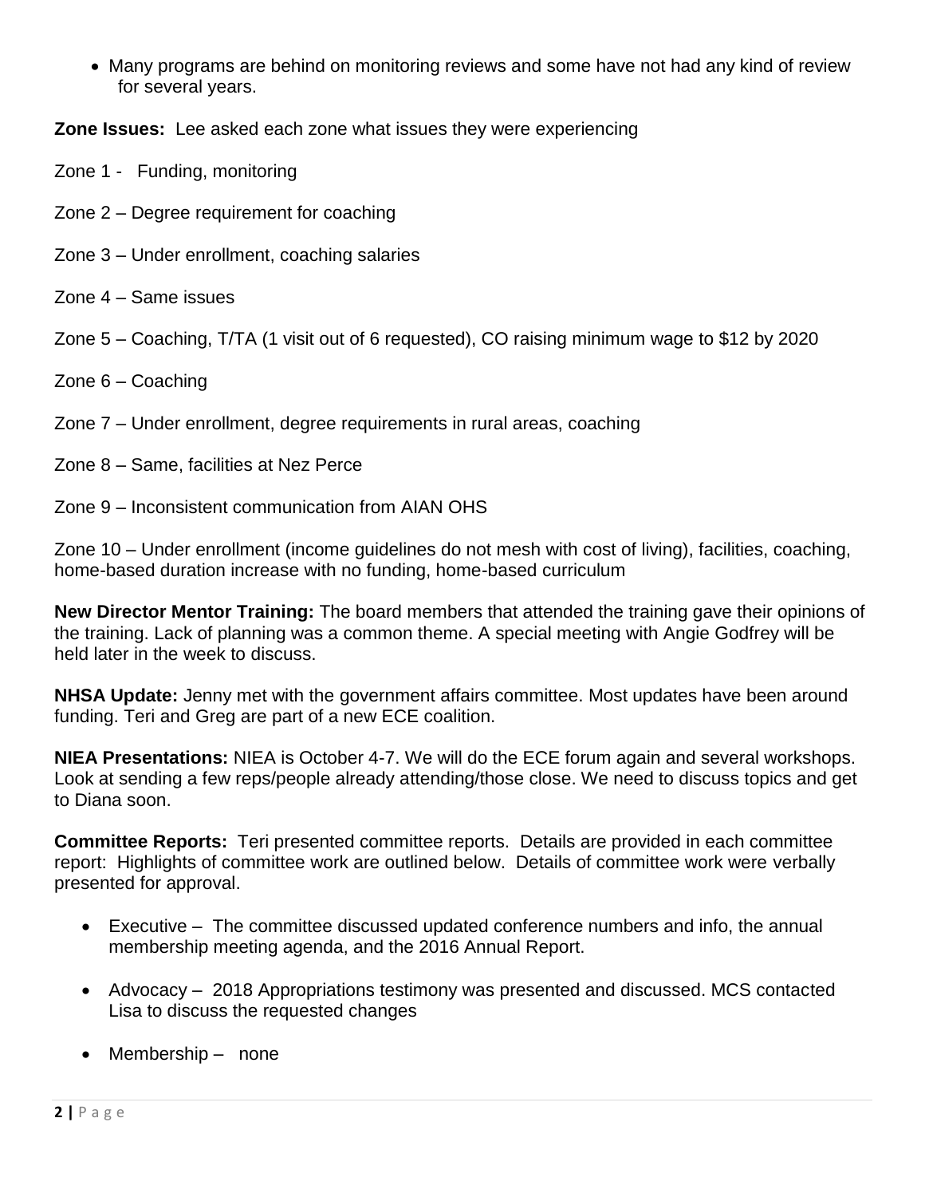- Many programs are behind on monitoring reviews and some have not had any kind of review for several years.

**Zone Issues:** Lee asked each zone what issues they were experiencing

Zone 1 - Funding, monitoring

Zone 2 – Degree requirement for coaching

Zone 3 – Under enrollment, coaching salaries

Zone 4 – Same issues

Zone 5 – Coaching, T/TA (1 visit out of 6 requested), CO raising minimum wage to $12 by 2020

Zone 6 – Coaching

Zone 7 – Under enrollment, degree requirements in rural areas, coaching

Zone 8 – Same, facilities at Nez Perce

Zone 9 – Inconsistent communication from AIAN OHS

Zone 10 – Under enrollment (income guidelines do not mesh with cost of living), facilities, coaching, home-based duration increase with no funding, home-based curriculum

**New Director Mentor Training:** The board members that attended the training gave their opinions of the training. Lack of planning was a common theme. A special meeting with Angie Godfrey will be held later in the week to discuss.

**NHSA Update:** Jenny met with the government affairs committee. Most updates have been around funding. Teri and Greg are part of a new ECE coalition.

**NIEA Presentations:** NIEA is October 4-7. We will do the ECE forum again and several workshops. Look at sending a few reps/people already attending/those close. We need to discuss topics and get to Diana soon.

**Committee Reports:** Teri presented committee reports. Details are provided in each committee report: Highlights of committee work are outlined below. Details of committee work were verbally presented for approval.

- Executive – The committee discussed updated conference numbers and info, the annual membership meeting agenda, and the 2016 Annual Report.
- Advocacy – 2018 Appropriations testimony was presented and discussed. MCS contacted Lisa to discuss the requested changes
- Membership – none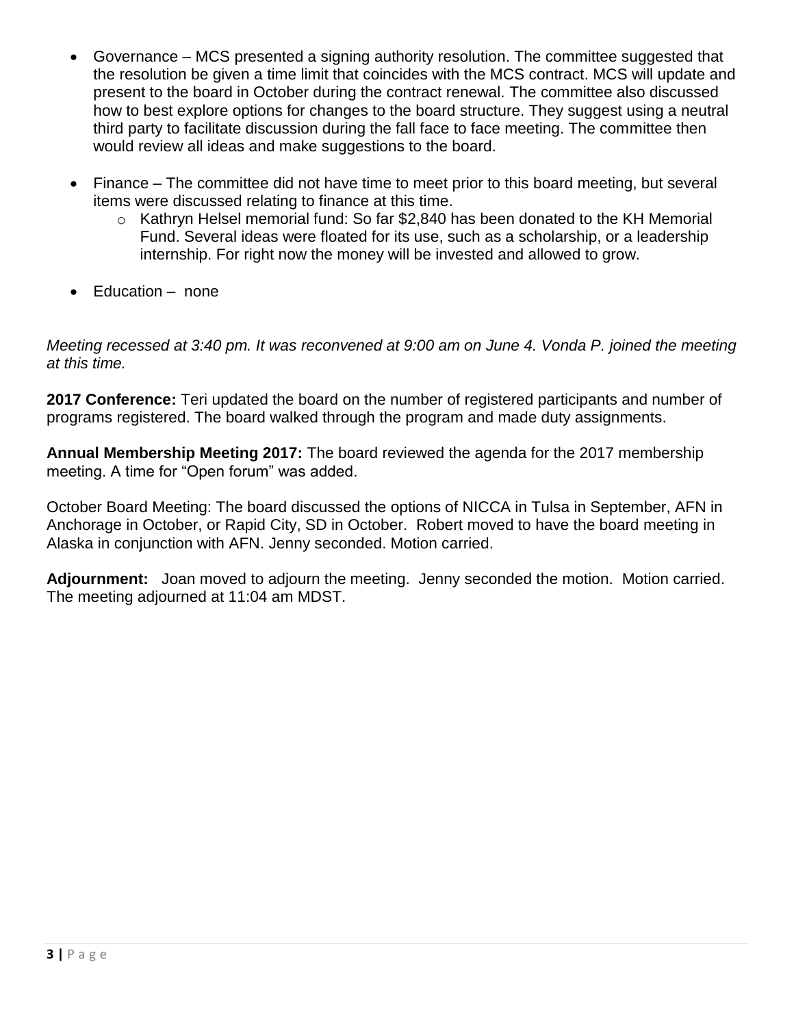- Governance – MCS presented a signing authority resolution. The committee suggested that the resolution be given a time limit that coincides with the MCS contract. MCS will update and present to the board in October during the contract renewal. The committee also discussed how to best explore options for changes to the board structure. They suggest using a neutral third party to facilitate discussion during the fall face to face meeting. The committee then would review all ideas and make suggestions to the board.

- Finance – The committee did not have time to meet prior to this board meeting, but several items were discussed relating to finance at this time.
  - Kathryn Helsel memorial fund: So far $2,840 has been donated to the KH Memorial Fund. Several ideas were floated for its use, such as a scholarship, or a leadership internship. For right now the money will be invested and allowed to grow.

- Education – none

*Meeting recessed at 3:40 pm. It was reconvened at 9:00 am on June 4. Vonda P. joined the meeting at this time.*

**2017 Conference:** Teri updated the board on the number of registered participants and number of programs registered. The board walked through the program and made duty assignments.

**Annual Membership Meeting 2017:** The board reviewed the agenda for the 2017 membership meeting. A time for "Open forum" was added.

October Board Meeting: The board discussed the options of NICCA in Tulsa in September, AFN in Anchorage in October, or Rapid City, SD in October. Robert moved to have the board meeting in Alaska in conjunction with AFN. Jenny seconded. Motion carried.

**Adjournment:** Joan moved to adjourn the meeting. Jenny seconded the motion. Motion carried. The meeting adjourned at 11:04 am MDST.